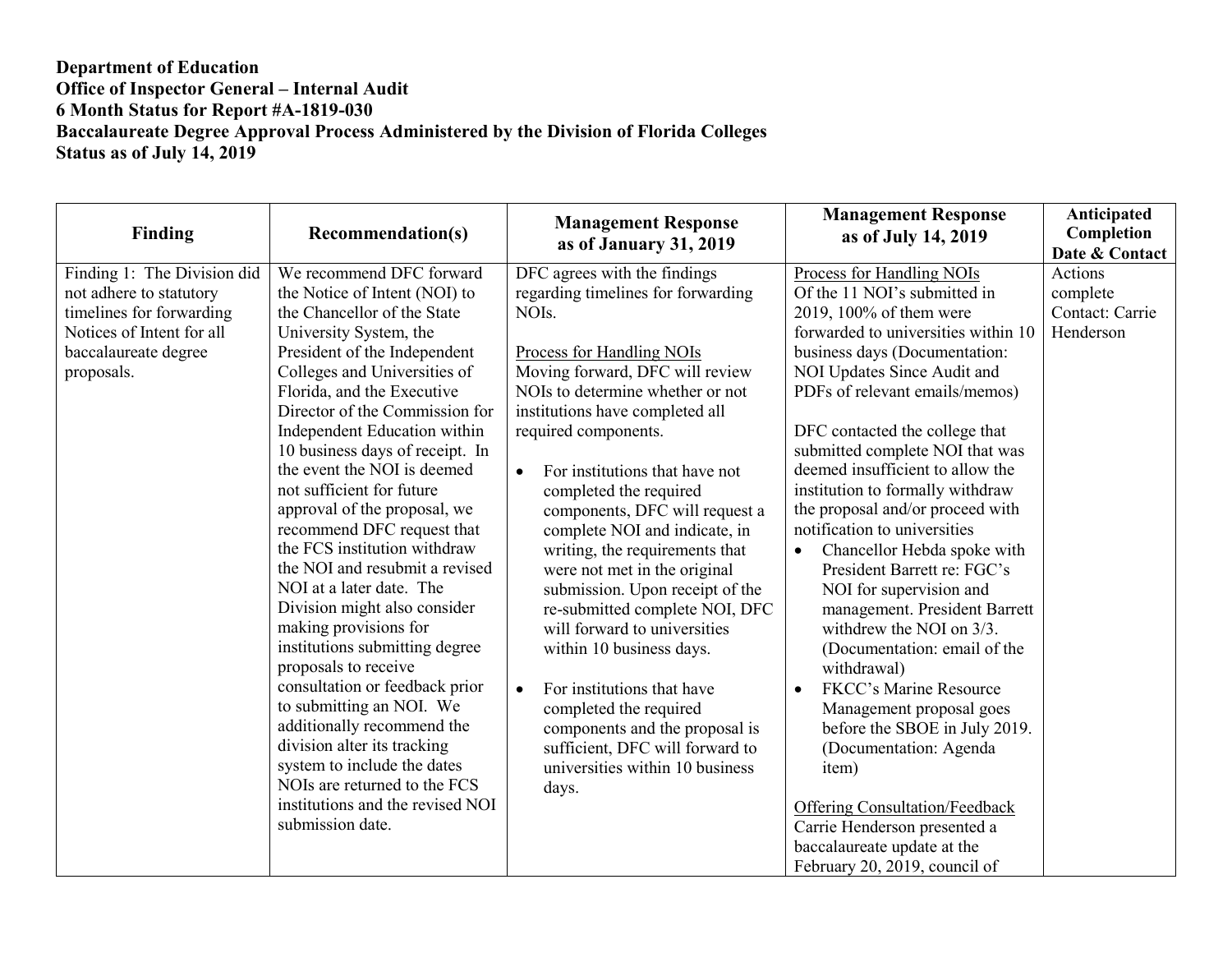**Department of Education**
**Office of Inspector General – Internal Audit**
**6 Month Status for Report #A-1819-030**
**Baccalaureate Degree Approval Process Administered by the Division of Florida Colleges**
**Status as of July 14, 2019**

| Finding | Recommendation(s) | Management Response as of January 31, 2019 | Management Response as of July 14, 2019 | Anticipated Completion Date & Contact |
|---|---|---|---|---|
| Finding 1: The Division did not adhere to statutory timelines for forwarding Notices of Intent for all baccalaureate degree proposals. | We recommend DFC forward the Notice of Intent (NOI) to the Chancellor of the State University System, the President of the Independent Colleges and Universities of Florida, and the Executive Director of the Commission for Independent Education within 10 business days of receipt. In the event the NOI is deemed not sufficient for future approval of the proposal, we recommend DFC request that the FCS institution withdraw the NOI and resubmit a revised NOI at a later date. The Division might also consider making provisions for institutions submitting degree proposals to receive consultation or feedback prior to submitting an NOI. We additionally recommend the division alter its tracking system to include the dates NOIs are returned to the FCS institutions and the revised NOI submission date. | DFC agrees with the findings regarding timelines for forwarding NOIs.<br><br>Process for Handling NOIs<br>Moving forward, DFC will review NOIs to determine whether or not institutions have completed all required components.<br><br>• For institutions that have not completed the required components, DFC will request a complete NOI and indicate, in writing, the requirements that were not met in the original submission. Upon receipt of the re-submitted complete NOI, DFC will forward to universities within 10 business days.<br><br>• For institutions that have completed the required components and the proposal is sufficient, DFC will forward to universities within 10 business days. | Process for Handling NOIs<br>Of the 11 NOI's submitted in 2019, 100% of them were forwarded to universities within 10 business days (Documentation: NOI Updates Since Audit and PDFs of relevant emails/memos)<br><br>DFC contacted the college that submitted complete NOI that was deemed insufficient to allow the institution to formally withdraw the proposal and/or proceed with notification to universities<br>• Chancellor Hebda spoke with President Barrett re: FGC's NOI for supervision and management. President Barrett withdrew the NOI on 3/3. (Documentation: email of the withdrawal)<br>• FKCC's Marine Resource Management proposal goes before the SBOE in July 2019. (Documentation: Agenda item)<br><br>Offering Consultation/Feedback<br>Carrie Henderson presented a baccalaureate update at the February 20, 2019, council of | Actions complete<br>Contact: Carrie Henderson |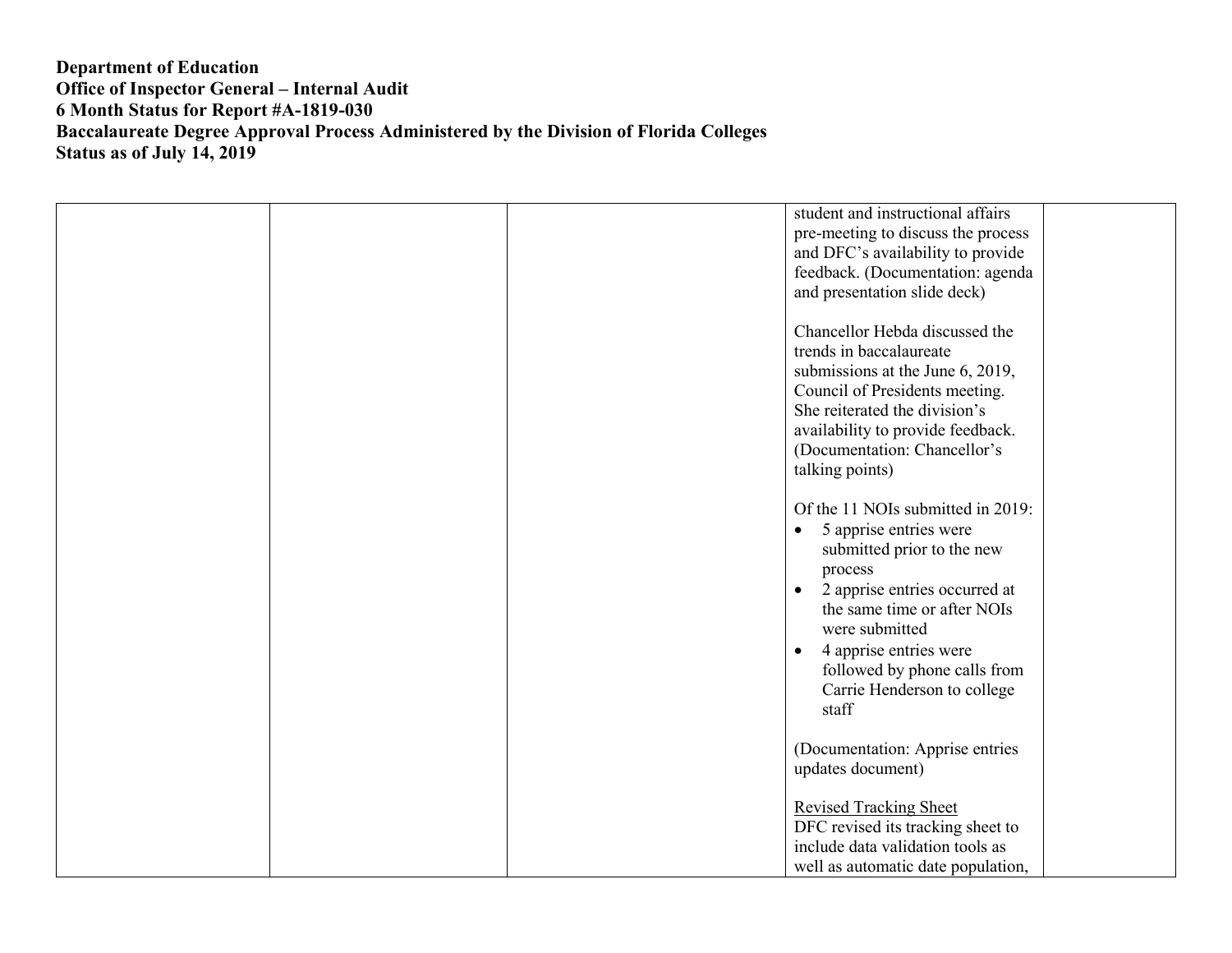**Department of Education**
**Office of Inspector General – Internal Audit**
**6 Month Status for Report #A-1819-030**
**Baccalaureate Degree Approval Process Administered by the Division of Florida Colleges**
**Status as of July 14, 2019**

| | | | | |
|---|---|---|---|---|
| | | | student and instructional affairs pre-meeting to discuss the process and DFC's availability to provide feedback. (Documentation: agenda and presentation slide deck)<br><br>Chancellor Hebda discussed the trends in baccalaureate submissions at the June 6, 2019, Council of Presidents meeting. She reiterated the division's availability to provide feedback. (Documentation: Chancellor's talking points)<br><br>Of the 11 NOIs submitted in 2019:<br>• 5 apprise entries were submitted prior to the new process<br>• 2 apprise entries occurred at the same time or after NOIs were submitted<br>• 4 apprise entries were followed by phone calls from Carrie Henderson to college staff<br><br>(Documentation: Apprise entries updates document)<br><br><u>Revised Tracking Sheet</u><br>DFC revised its tracking sheet to include data validation tools as well as automatic date population, | |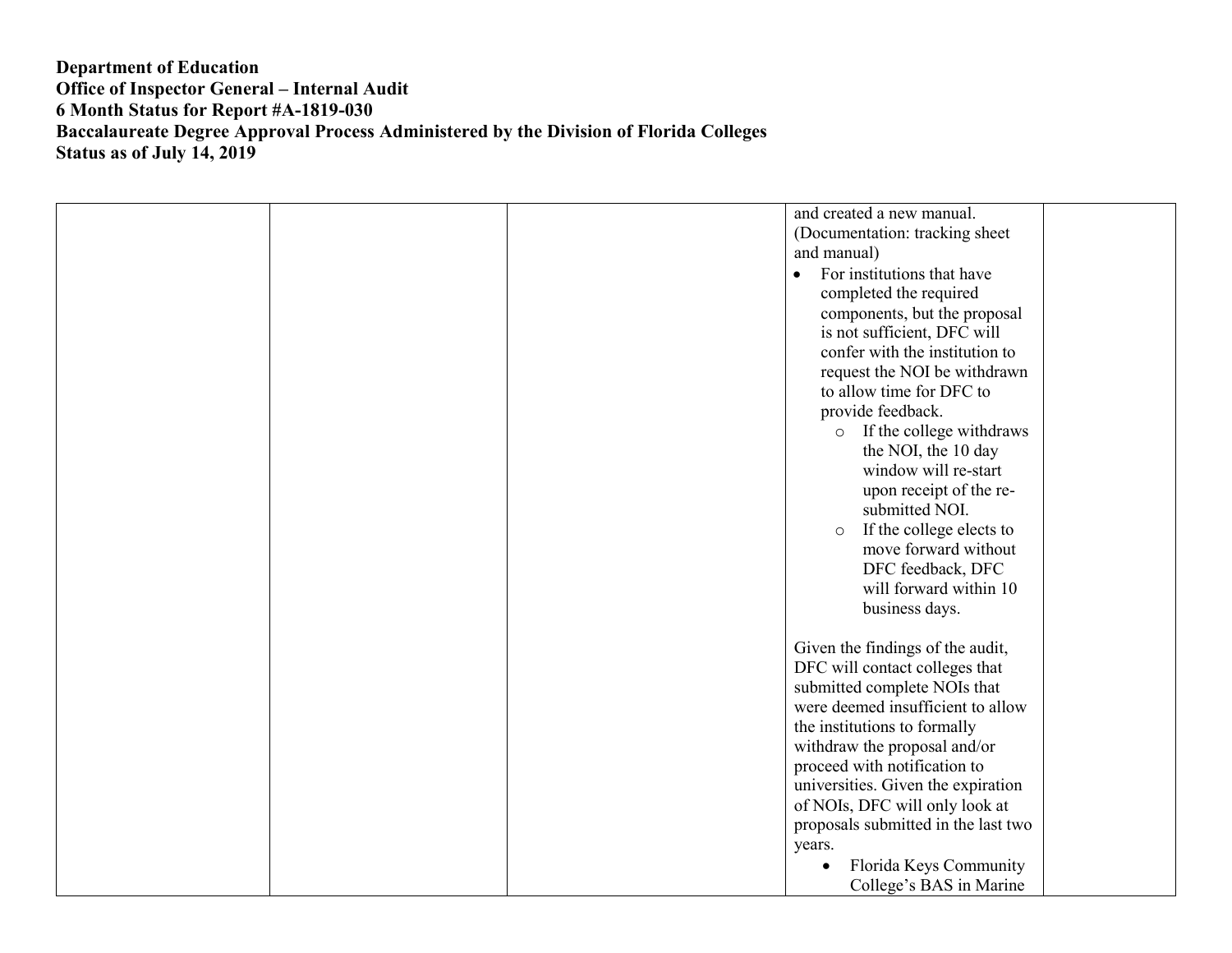**Department of Education**
**Office of Inspector General – Internal Audit**
**6 Month Status for Report #A-1819-030**
**Baccalaureate Degree Approval Process Administered by the Division of Florida Colleges**
**Status as of July 14, 2019**

| | | | | |
|---|---|---|---|---|
| | | | and created a new manual. (Documentation: tracking sheet and manual)<br>• For institutions that have completed the required components, but the proposal is not sufficient, DFC will confer with the institution to request the NOI be withdrawn to allow time for DFC to provide feedback.<br>  o If the college withdraws the NOI, the 10 day window will re-start upon receipt of the re-submitted NOI.<br>  o If the college elects to move forward without DFC feedback, DFC will forward within 10 business days.<br><br>Given the findings of the audit, DFC will contact colleges that submitted complete NOIs that were deemed insufficient to allow the institutions to formally withdraw the proposal and/or proceed with notification to universities. Given the expiration of NOIs, DFC will only look at proposals submitted in the last two years.<br>  • Florida Keys Community College's BAS in Marine | |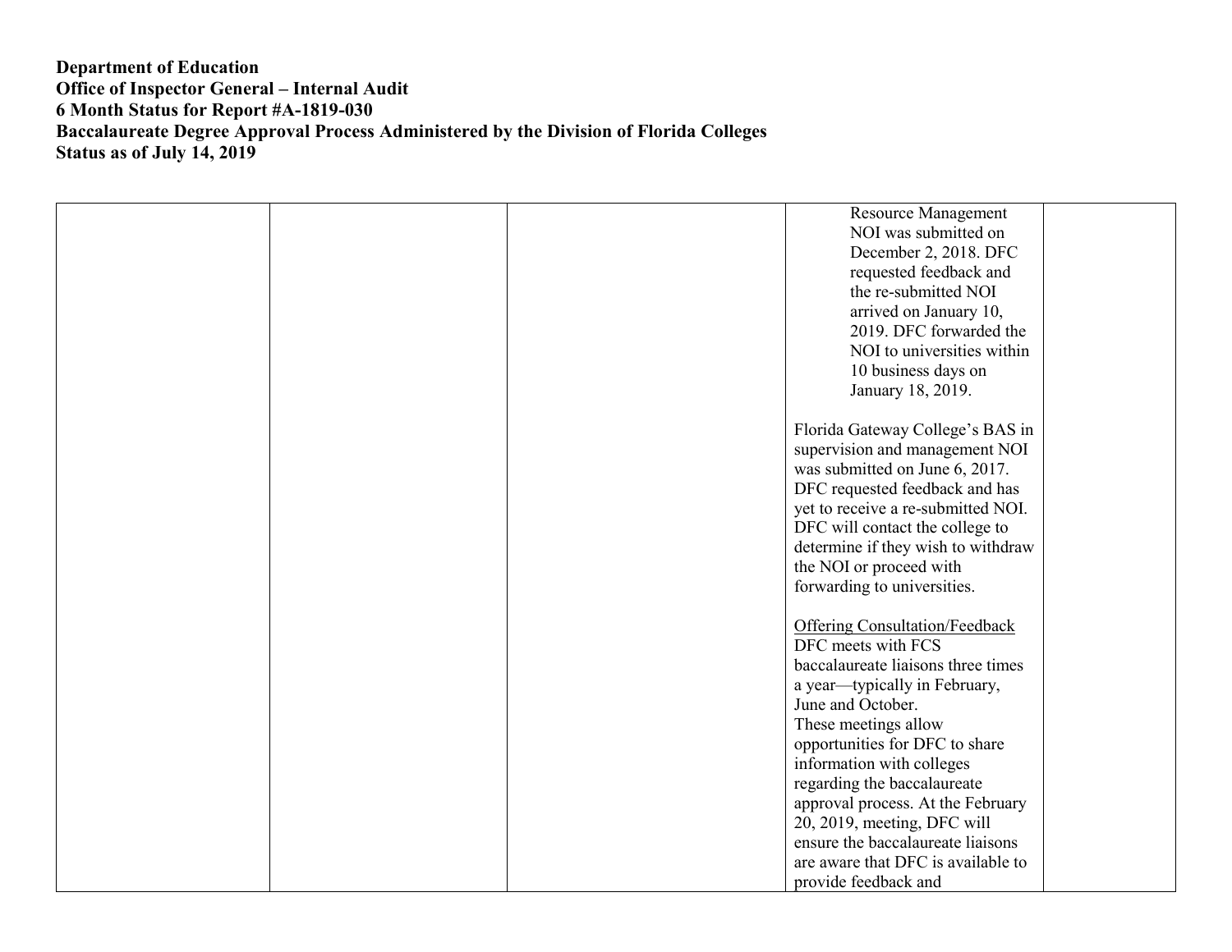**Department of Education**
**Office of Inspector General – Internal Audit**
**6 Month Status for Report #A-1819-030**
**Baccalaureate Degree Approval Process Administered by the Division of Florida Colleges**
**Status as of July 14, 2019**

| | | | | |
|---|---|---|---|---|
| | | | Resource Management NOI was submitted on December 2, 2018. DFC requested feedback and the re-submitted NOI arrived on January 10, 2019. DFC forwarded the NOI to universities within 10 business days on January 18, 2019.<br><br>Florida Gateway College's BAS in supervision and management NOI was submitted on June 6, 2017. DFC requested feedback and has yet to receive a re-submitted NOI. DFC will contact the college to determine if they wish to withdraw the NOI or proceed with forwarding to universities.<br><br><u>Offering Consultation/Feedback</u><br>DFC meets with FCS baccalaureate liaisons three times a year—typically in February, June and October.<br>These meetings allow opportunities for DFC to share information with colleges regarding the baccalaureate approval process. At the February 20, 2019, meeting, DFC will ensure the baccalaureate liaisons are aware that DFC is available to provide feedback and | |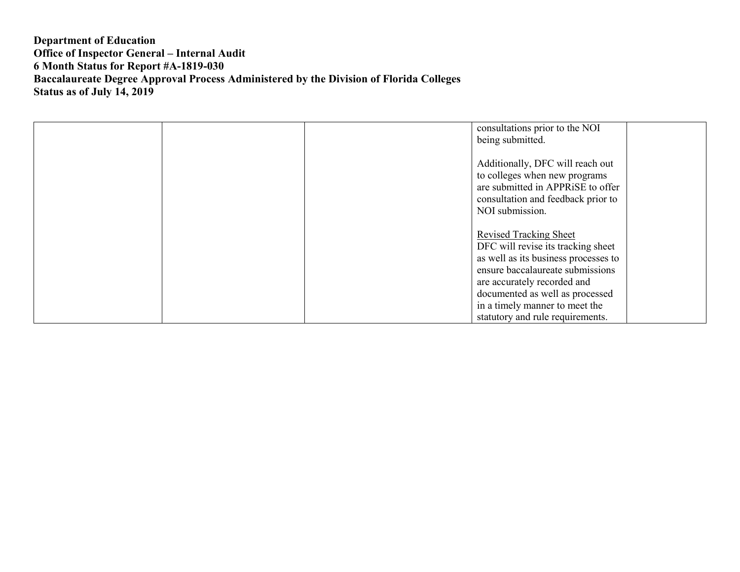**Department of Education**
**Office of Inspector General – Internal Audit**
**6 Month Status for Report #A-1819-030**
**Baccalaureate Degree Approval Process Administered by the Division of Florida Colleges**
**Status as of July 14, 2019**

| | | | | |
|---|---|---|---|---|
| | | | consultations prior to the NOI being submitted.<br><br>Additionally, DFC will reach out to colleges when new programs are submitted in APPRiSE to offer consultation and feedback prior to NOI submission.<br><br><u>Revised Tracking Sheet</u><br>DFC will revise its tracking sheet as well as its business processes to ensure baccalaureate submissions are accurately recorded and documented as well as processed in a timely manner to meet the statutory and rule requirements. | |